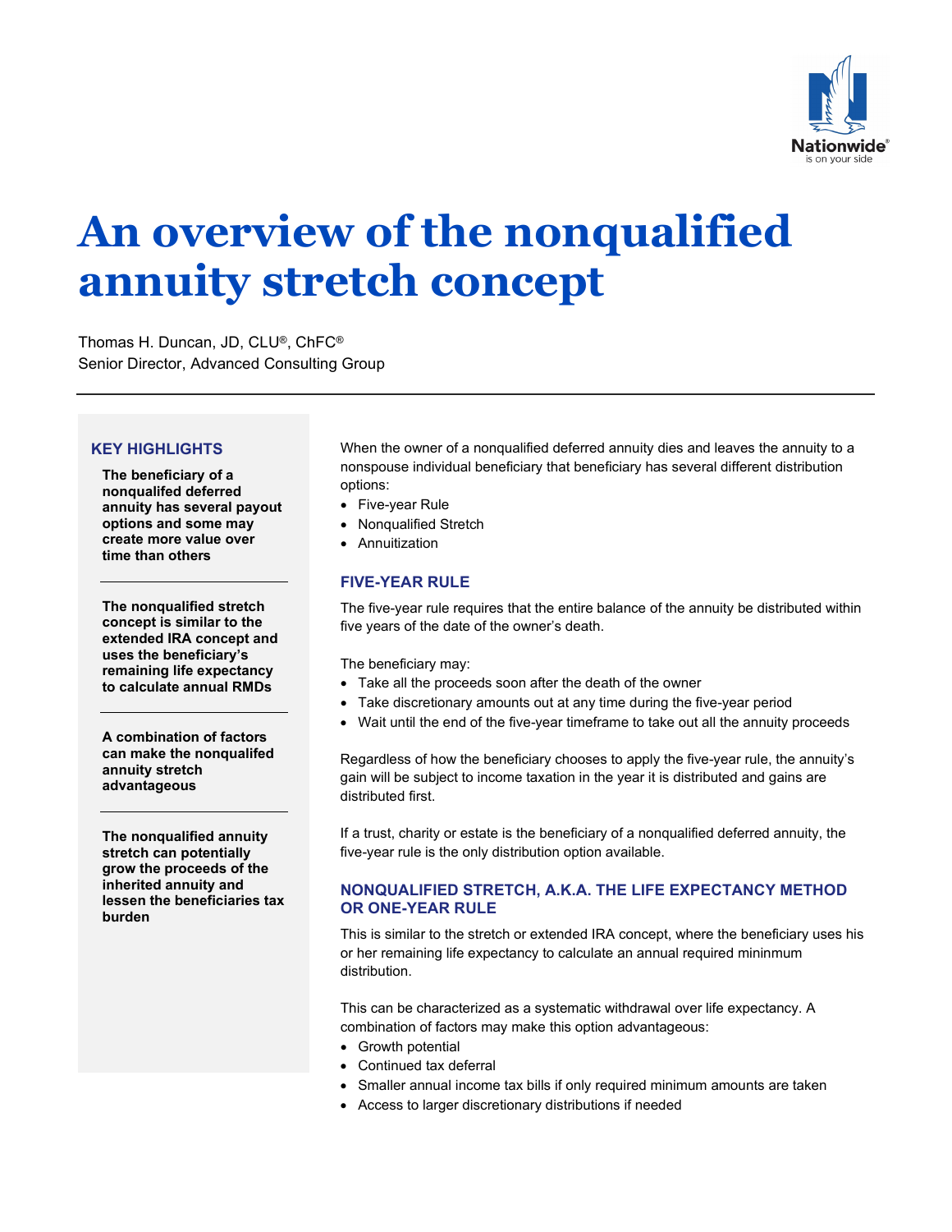# An overview of the nonqualified annuity stretch concept

Thomas H. Duncan, JD, CLU®, ChFC®
Senior Director, Advanced Consulting Group

## KEY HIGHLIGHTS

**The beneficiary of a nonqualifed deferred annuity has several payout options and some may create more value over time than others**

**The nonqualified stretch concept is similar to the extended IRA concept and uses the beneficiary's remaining life expectancy to calculate annual RMDs**

**A combination of factors can make the nonqualifed annuity stretch advantageous**

**The nonqualified annuity stretch can potentially grow the proceeds of the inherited annuity and lessen the beneficiaries tax burden**

When the owner of a nonqualified deferred annuity dies and leaves the annuity to a nonspouse individual beneficiary that beneficiary has several different distribution options:

- Five-year Rule
- Nonqualified Stretch
- Annuitization

### FIVE-YEAR RULE

The five-year rule requires that the entire balance of the annuity be distributed within five years of the date of the owner's death.

The beneficiary may:

- Take all the proceeds soon after the death of the owner
- Take discretionary amounts out at any time during the five-year period
- Wait until the end of the five-year timeframe to take out all the annuity proceeds

Regardless of how the beneficiary chooses to apply the five-year rule, the annuity's gain will be subject to income taxation in the year it is distributed and gains are distributed first.

If a trust, charity or estate is the beneficiary of a nonqualified deferred annuity, the five-year rule is the only distribution option available.

### NONQUALIFIED STRETCH, A.K.A. THE LIFE EXPECTANCY METHOD OR ONE-YEAR RULE

This is similar to the stretch or extended IRA concept, where the beneficiary uses his or her remaining life expectancy to calculate an annual required mininmum distribution.

This can be characterized as a systematic withdrawal over life expectancy. A combination of factors may make this option advantageous:

- Growth potential
- Continued tax deferral
- Smaller annual income tax bills if only required minimum amounts are taken
- Access to larger discretionary distributions if needed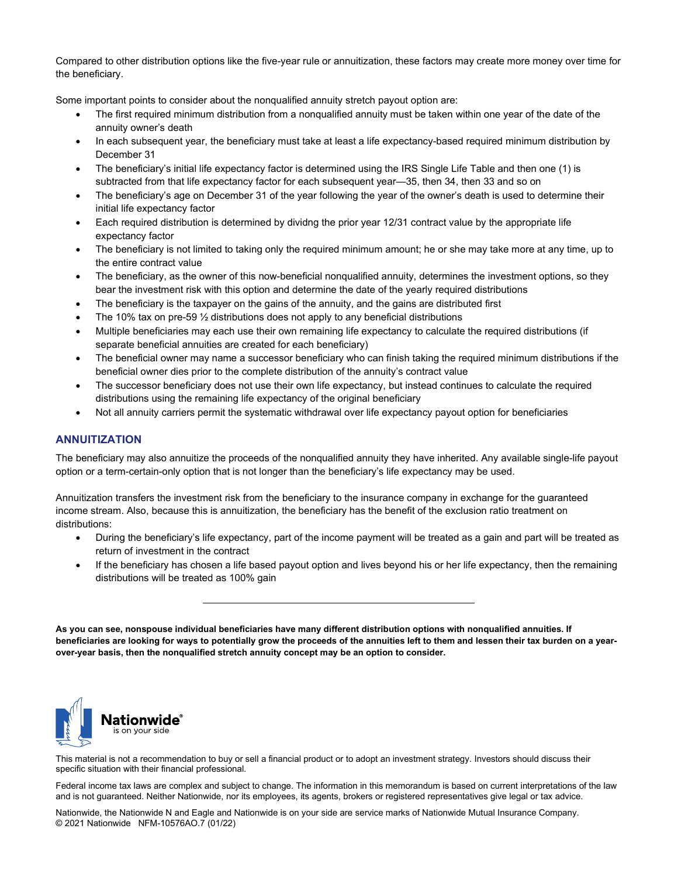Compared to other distribution options like the five-year rule or annuitization, these factors may create more money over time for the beneficiary.

Some important points to consider about the nonqualified annuity stretch payout option are:

- The first required minimum distribution from a nonqualified annuity must be taken within one year of the date of the annuity owner's death
- In each subsequent year, the beneficiary must take at least a life expectancy-based required minimum distribution by December 31
- The beneficiary's initial life expectancy factor is determined using the IRS Single Life Table and then one (1) is subtracted from that life expectancy factor for each subsequent year—35, then 34, then 33 and so on
- The beneficiary's age on December 31 of the year following the year of the owner's death is used to determine their initial life expectancy factor
- Each required distribution is determined by dividng the prior year 12/31 contract value by the appropriate life expectancy factor
- The beneficiary is not limited to taking only the required minimum amount; he or she may take more at any time, up to the entire contract value
- The beneficiary, as the owner of this now-beneficial nonqualified annuity, determines the investment options, so they bear the investment risk with this option and determine the date of the yearly required distributions
- The beneficiary is the taxpayer on the gains of the annuity, and the gains are distributed first
- The 10% tax on pre-59 ½ distributions does not apply to any beneficial distributions
- Multiple beneficiaries may each use their own remaining life expectancy to calculate the required distributions (if separate beneficial annuities are created for each beneficiary)
- The beneficial owner may name a successor beneficiary who can finish taking the required minimum distributions if the beneficial owner dies prior to the complete distribution of the annuity's contract value
- The successor beneficiary does not use their own life expectancy, but instead continues to calculate the required distributions using the remaining life expectancy of the original beneficiary
- Not all annuity carriers permit the systematic withdrawal over life expectancy payout option for beneficiaries

## ANNUITIZATION

The beneficiary may also annuitize the proceeds of the nonqualified annuity they have inherited. Any available single-life payout option or a term-certain-only option that is not longer than the beneficiary's life expectancy may be used.

Annuitization transfers the investment risk from the beneficiary to the insurance company in exchange for the guaranteed income stream. Also, because this is annuitization, the beneficiary has the benefit of the exclusion ratio treatment on distributions:

- During the beneficiary's life expectancy, part of the income payment will be treated as a gain and part will be treated as return of investment in the contract
- If the beneficiary has chosen a life based payout option and lives beyond his or her life expectancy, then the remaining distributions will be treated as 100% gain

---

**As you can see, nonspouse individual beneficiaries have many different distribution options with nonqualified annuities. If beneficiaries are looking for ways to potentially grow the proceeds of the annuities left to them and lessen their tax burden on a year-over-year basis, then the nonqualified stretch annuity concept may be an option to consider.**

Nationwide® is on your side

This material is not a recommendation to buy or sell a financial product or to adopt an investment strategy. Investors should discuss their specific situation with their financial professional.

Federal income tax laws are complex and subject to change. The information in this memorandum is based on current interpretations of the law and is not guaranteed. Neither Nationwide, nor its employees, its agents, brokers or registered representatives give legal or tax advice.

Nationwide, the Nationwide N and Eagle and Nationwide is on your side are service marks of Nationwide Mutual Insurance Company. © 2021 Nationwide NFM-10576AO.7 (01/22)